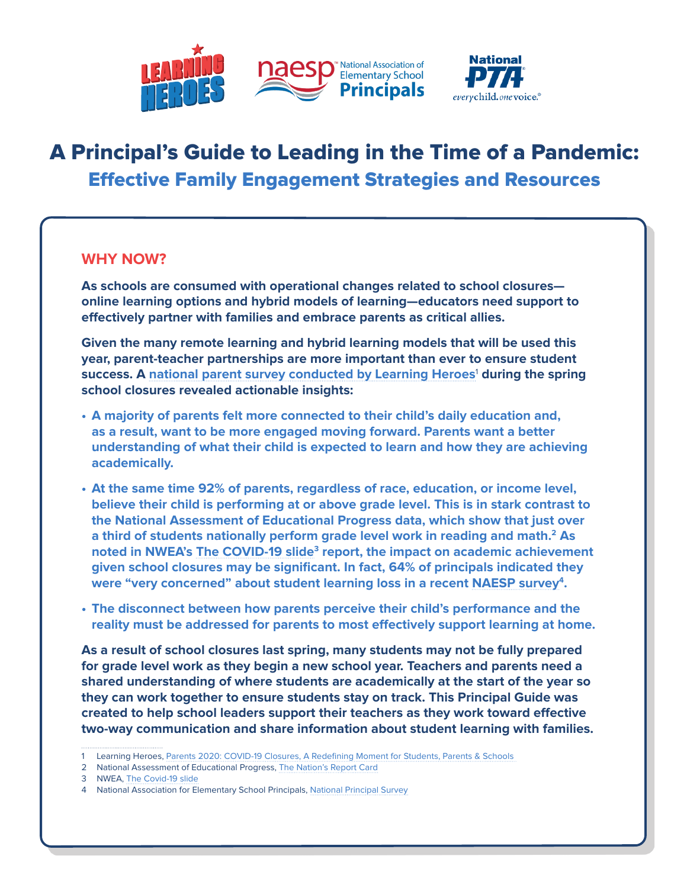# A Principal's Guide to Leading in the Time of a Pandemic:

## Effective Family Engagement Strategies and Resources

### WHY NOW?

**As schools are consumed with operational changes related to school closures—online learning options and hybrid models of learning—educators need support to effectively partner with families and embrace parents as critical allies.**

**Given the many remote learning and hybrid learning models that will be used this year, parent-teacher partnerships are more important than ever to ensure student success. A national parent survey conducted by Learning Heroes[1] during the spring school closures revealed actionable insights:**

- **A majority of parents felt more connected to their child's daily education and, as a result, want to be more engaged moving forward. Parents want a better understanding of what their child is expected to learn and how they are achieving academically.**
- **At the same time 92% of parents, regardless of race, education, or income level, believe their child is performing at or above grade level. This is in stark contrast to the National Assessment of Educational Progress data, which show that just over a third of students nationally perform grade level work in reading and math.[2] As noted in NWEA's The COVID-19 slide[3] report, the impact on academic achievement given school closures may be significant. In fact, 64% of principals indicated they were "very concerned" about student learning loss in a recent NAESP survey[4].**
- **The disconnect between how parents perceive their child's performance and the reality must be addressed for parents to most effectively support learning at home.**

**As a result of school closures last spring, many students may not be fully prepared for grade level work as they begin a new school year. Teachers and parents need a shared understanding of where students are academically at the start of the year so they can work together to ensure students stay on track. This Principal Guide was created to help school leaders support their teachers as they work toward effective two-way communication and share information about student learning with families.**

---

1 Learning Heroes, Parents 2020: COVID-19 Closures, A Redefining Moment for Students, Parents & Schools
2 National Assessment of Educational Progress, The Nation's Report Card
3 NWEA, The Covid-19 slide
4 National Association for Elementary School Principals, National Principal Survey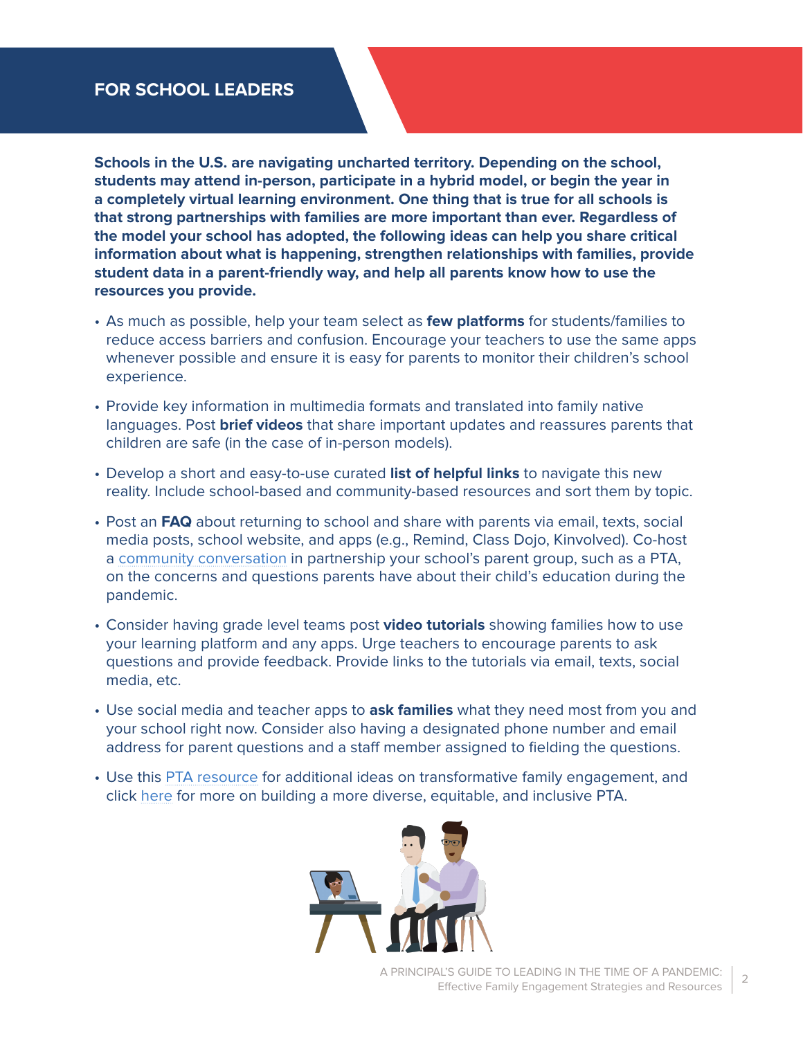## FOR SCHOOL LEADERS

**Schools in the U.S. are navigating uncharted territory. Depending on the school, students may attend in-person, participate in a hybrid model, or begin the year in a completely virtual learning environment. One thing that is true for all schools is that strong partnerships with families are more important than ever. Regardless of the model your school has adopted, the following ideas can help you share critical information about what is happening, strengthen relationships with families, provide student data in a parent-friendly way, and help all parents know how to use the resources you provide.**

- As much as possible, help your team select as **few platforms** for students/families to reduce access barriers and confusion. Encourage your teachers to use the same apps whenever possible and ensure it is easy for parents to monitor their children's school experience.
- Provide key information in multimedia formats and translated into family native languages. Post **brief videos** that share important updates and reassures parents that children are safe (in the case of in-person models).
- Develop a short and easy-to-use curated **list of helpful links** to navigate this new reality. Include school-based and community-based resources and sort them by topic.
- Post an **FAQ** about returning to school and share with parents via email, texts, social media posts, school website, and apps (e.g., Remind, Class Dojo, Kinvolved). Co-host a community conversation in partnership your school's parent group, such as a PTA, on the concerns and questions parents have about their child's education during the pandemic.
- Consider having grade level teams post **video tutorials** showing families how to use your learning platform and any apps. Urge teachers to encourage parents to ask questions and provide feedback. Provide links to the tutorials via email, texts, social media, etc.
- Use social media and teacher apps to **ask families** what they need most from you and your school right now. Consider also having a designated phone number and email address for parent questions and a staff member assigned to fielding the questions.
- Use this PTA resource for additional ideas on transformative family engagement, and click here for more on building a more diverse, equitable, and inclusive PTA.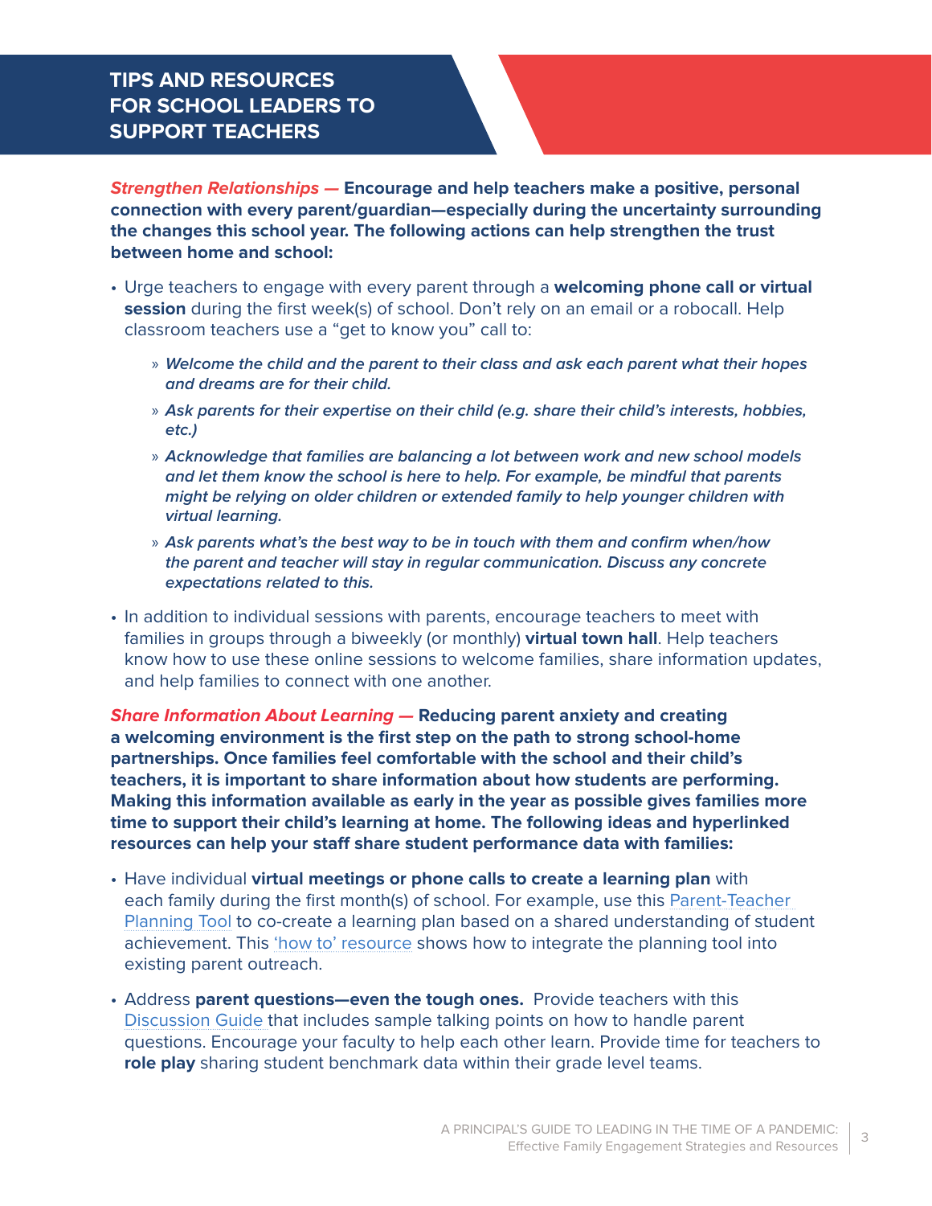## TIPS AND RESOURCES FOR SCHOOL LEADERS TO SUPPORT TEACHERS

***Strengthen Relationships —*** **Encourage and help teachers make a positive, personal connection with every parent/guardian—especially during the uncertainty surrounding the changes this school year. The following actions can help strengthen the trust between home and school:**

- Urge teachers to engage with every parent through a **welcoming phone call or virtual session** during the first week(s) of school. Don't rely on an email or a robocall. Help classroom teachers use a "get to know you" call to:
  - ***Welcome the child and the parent to their class and ask each parent what their hopes and dreams are for their child.***
  - ***Ask parents for their expertise on their child (e.g. share their child's interests, hobbies, etc.)***
  - ***Acknowledge that families are balancing a lot between work and new school models and let them know the school is here to help. For example, be mindful that parents might be relying on older children or extended family to help younger children with virtual learning.***
  - ***Ask parents what's the best way to be in touch with them and confirm when/how the parent and teacher will stay in regular communication. Discuss any concrete expectations related to this.***
- In addition to individual sessions with parents, encourage teachers to meet with families in groups through a biweekly (or monthly) **virtual town hall**. Help teachers know how to use these online sessions to welcome families, share information updates, and help families to connect with one another.

***Share Information About Learning —*** **Reducing parent anxiety and creating a welcoming environment is the first step on the path to strong school-home partnerships. Once families feel comfortable with the school and their child's teachers, it is important to share information about how students are performing. Making this information available as early in the year as possible gives families more time to support their child's learning at home. The following ideas and hyperlinked resources can help your staff share student performance data with families:**

- Have individual **virtual meetings or phone calls to create a learning plan** with each family during the first month(s) of school. For example, use this Parent-Teacher Planning Tool to co-create a learning plan based on a shared understanding of student achievement. This 'how to' resource shows how to integrate the planning tool into existing parent outreach.
- Address **parent questions—even the tough ones.** Provide teachers with this Discussion Guide that includes sample talking points on how to handle parent questions. Encourage your faculty to help each other learn. Provide time for teachers to **role play** sharing student benchmark data within their grade level teams.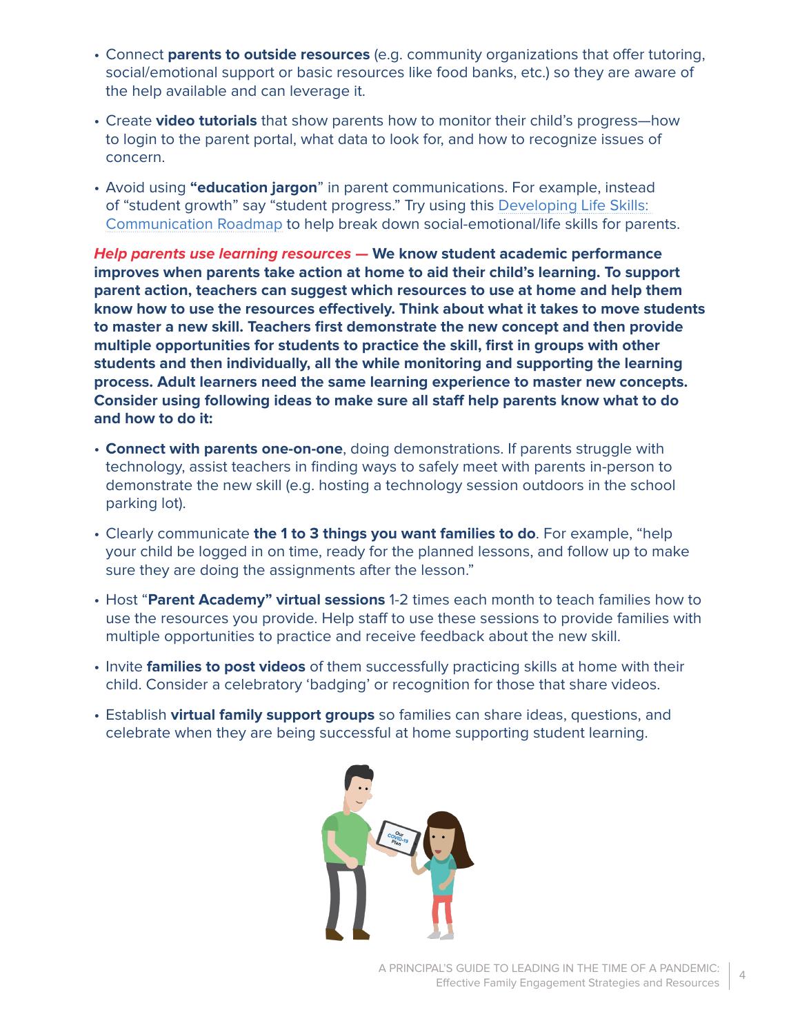- Connect **parents to outside resources** (e.g. community organizations that offer tutoring, social/emotional support or basic resources like food banks, etc.) so they are aware of the help available and can leverage it.
- Create **video tutorials** that show parents how to monitor their child's progress—how to login to the parent portal, what data to look for, and how to recognize issues of concern.
- Avoid using **"education jargon"** in parent communications. For example, instead of "student growth" say "student progress." Try using this Developing Life Skills: Communication Roadmap to help break down social-emotional/life skills for parents.

***Help parents use learning resources —*** **We know student academic performance improves when parents take action at home to aid their child's learning. To support parent action, teachers can suggest which resources to use at home and help them know how to use the resources effectively. Think about what it takes to move students to master a new skill. Teachers first demonstrate the new concept and then provide multiple opportunities for students to practice the skill, first in groups with other students and then individually, all the while monitoring and supporting the learning process. Adult learners need the same learning experience to master new concepts. Consider using following ideas to make sure all staff help parents know what to do and how to do it:**

- **Connect with parents one-on-one**, doing demonstrations. If parents struggle with technology, assist teachers in finding ways to safely meet with parents in-person to demonstrate the new skill (e.g. hosting a technology session outdoors in the school parking lot).
- Clearly communicate **the 1 to 3 things you want families to do**. For example, "help your child be logged in on time, ready for the planned lessons, and follow up to make sure they are doing the assignments after the lesson."
- Host "**Parent Academy" virtual sessions** 1-2 times each month to teach families how to use the resources you provide. Help staff to use these sessions to provide families with multiple opportunities to practice and receive feedback about the new skill.
- Invite **families to post videos** of them successfully practicing skills at home with their child. Consider a celebratory 'badging' or recognition for those that share videos.
- Establish **virtual family support groups** so families can share ideas, questions, and celebrate when they are being successful at home supporting student learning.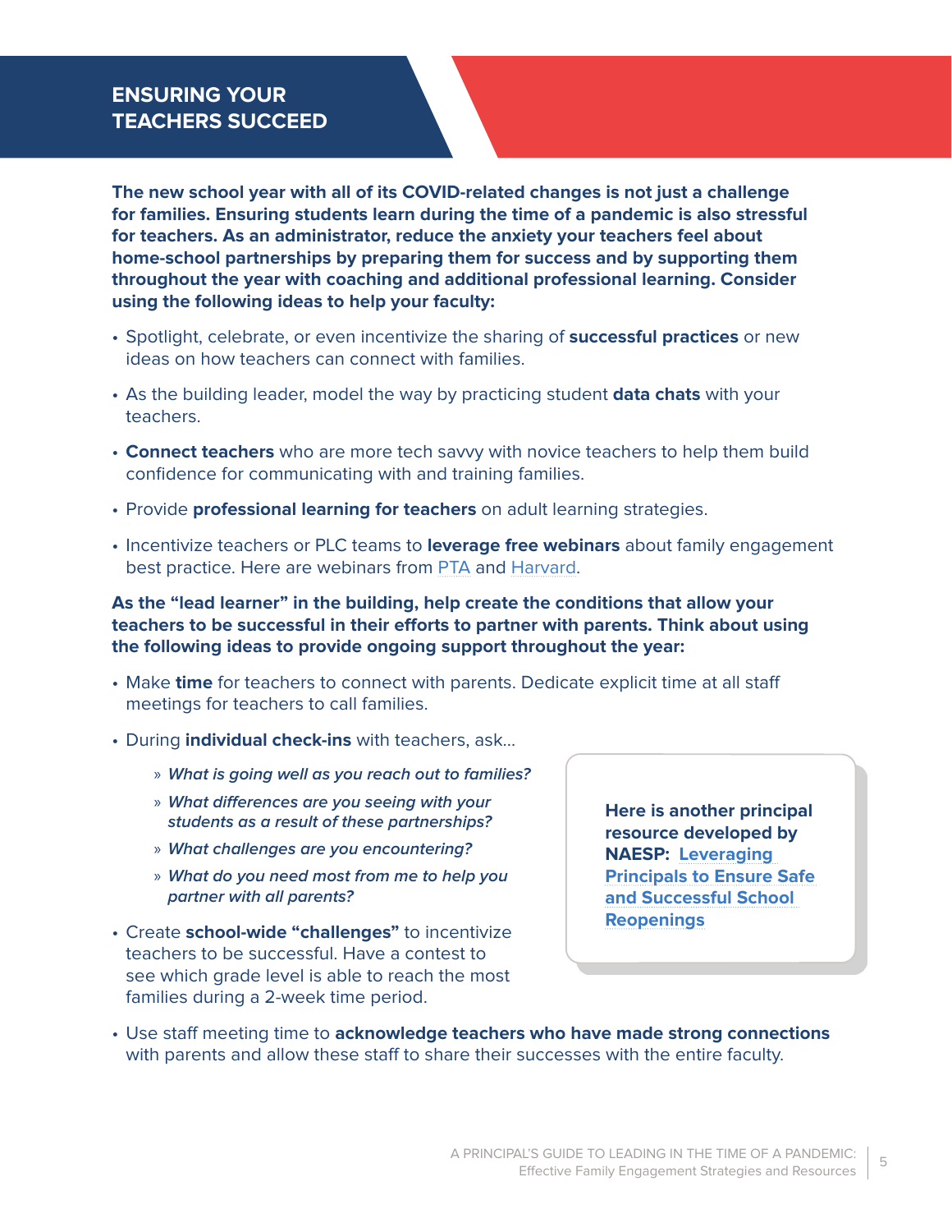## ENSURING YOUR TEACHERS SUCCEED

**The new school year with all of its COVID-related changes is not just a challenge for families. Ensuring students learn during the time of a pandemic is also stressful for teachers. As an administrator, reduce the anxiety your teachers feel about home-school partnerships by preparing them for success and by supporting them throughout the year with coaching and additional professional learning. Consider using the following ideas to help your faculty:**

- Spotlight, celebrate, or even incentivize the sharing of **successful practices** or new ideas on how teachers can connect with families.
- As the building leader, model the way by practicing student **data chats** with your teachers.
- **Connect teachers** who are more tech savvy with novice teachers to help them build confidence for communicating with and training families.
- Provide **professional learning for teachers** on adult learning strategies.
- Incentivize teachers or PLC teams to **leverage free webinars** about family engagement best practice. Here are webinars from PTA and Harvard.

**As the "lead learner" in the building, help create the conditions that allow your teachers to be successful in their efforts to partner with parents. Think about using the following ideas to provide ongoing support throughout the year:**

- Make **time** for teachers to connect with parents. Dedicate explicit time at all staff meetings for teachers to call families.
- During **individual check-ins** with teachers, ask...
  - ***What is going well as you reach out to families?***
  - ***What differences are you seeing with your students as a result of these partnerships?***
  - ***What challenges are you encountering?***
  - ***What do you need most from me to help you partner with all parents?***
- Create **school-wide "challenges"** to incentivize teachers to be successful. Have a contest to see which grade level is able to reach the most families during a 2-week time period.
- Use staff meeting time to **acknowledge teachers who have made strong connections** with parents and allow these staff to share their successes with the entire faculty.

**Here is another principal resource developed by NAESP: Leveraging Principals to Ensure Safe and Successful School Reopenings**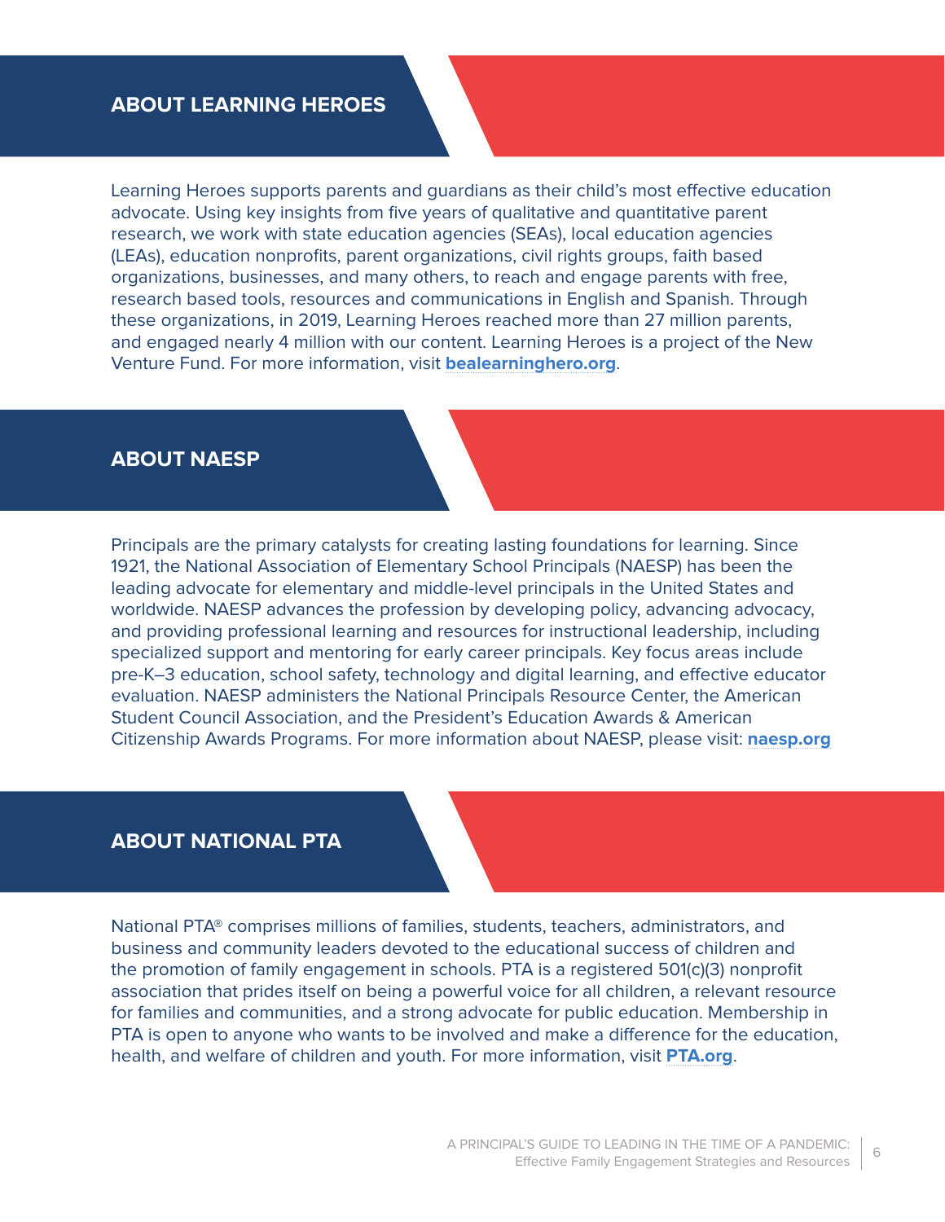## ABOUT LEARNING HEROES

Learning Heroes supports parents and guardians as their child's most effective education advocate. Using key insights from five years of qualitative and quantitative parent research, we work with state education agencies (SEAs), local education agencies (LEAs), education nonprofits, parent organizations, civil rights groups, faith based organizations, businesses, and many others, to reach and engage parents with free, research based tools, resources and communications in English and Spanish. Through these organizations, in 2019, Learning Heroes reached more than 27 million parents, and engaged nearly 4 million with our content. Learning Heroes is a project of the New Venture Fund. For more information, visit **bealearninghero.org**.

## ABOUT NAESP

Principals are the primary catalysts for creating lasting foundations for learning. Since 1921, the National Association of Elementary School Principals (NAESP) has been the leading advocate for elementary and middle-level principals in the United States and worldwide. NAESP advances the profession by developing policy, advancing advocacy, and providing professional learning and resources for instructional leadership, including specialized support and mentoring for early career principals. Key focus areas include pre-K–3 education, school safety, technology and digital learning, and effective educator evaluation. NAESP administers the National Principals Resource Center, the American Student Council Association, and the President's Education Awards & American Citizenship Awards Programs. For more information about NAESP, please visit: **naesp.org**

## ABOUT NATIONAL PTA

National PTA® comprises millions of families, students, teachers, administrators, and business and community leaders devoted to the educational success of children and the promotion of family engagement in schools. PTA is a registered 501(c)(3) nonprofit association that prides itself on being a powerful voice for all children, a relevant resource for families and communities, and a strong advocate for public education. Membership in PTA is open to anyone who wants to be involved and make a difference for the education, health, and welfare of children and youth. For more information, visit **PTA.org**.